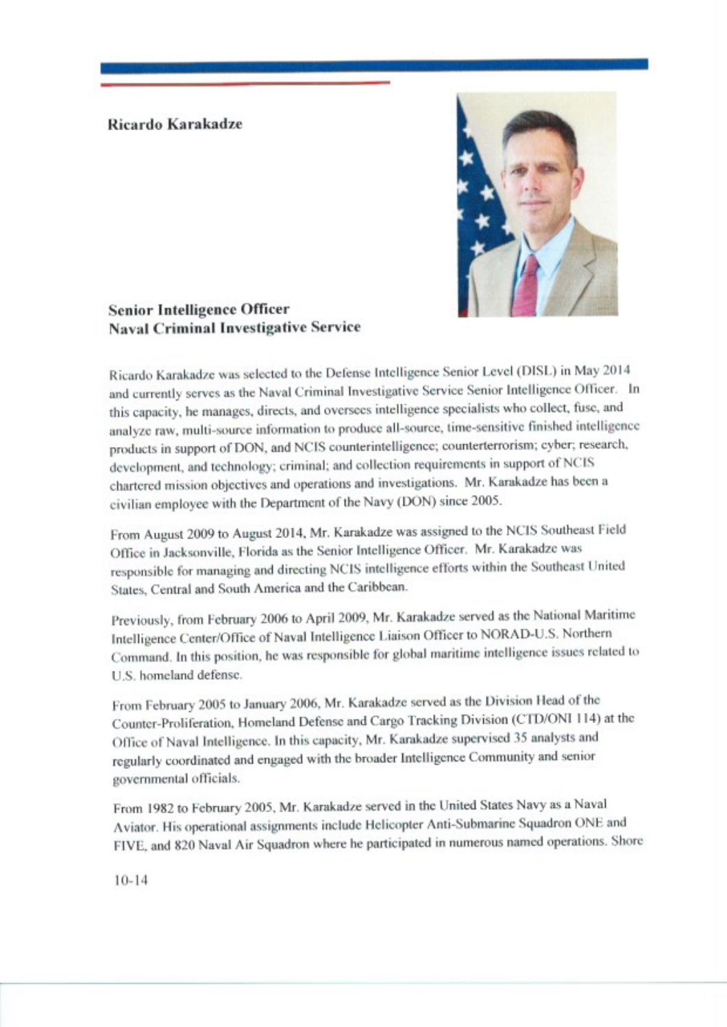**Ricardo Karakadze**

**Senior Intelligence Officer**
**Naval Criminal Investigative Service**

Ricardo Karakadze was selected to the Defense Intelligence Senior Level (DISL) in May 2014 and currently serves as the Naval Criminal Investigative Service Senior Intelligence Officer. In this capacity, he manages, directs, and oversees intelligence specialists who collect, fuse, and analyze raw, multi-source information to produce all-source, time-sensitive finished intelligence products in support of DON, and NCIS counterintelligence; counterterrorism; cyber; research, development, and technology; criminal; and collection requirements in support of NCIS chartered mission objectives and operations and investigations. Mr. Karakadze has been a civilian employee with the Department of the Navy (DON) since 2005.

From August 2009 to August 2014, Mr. Karakadze was assigned to the NCIS Southeast Field Office in Jacksonville, Florida as the Senior Intelligence Officer. Mr. Karakadze was responsible for managing and directing NCIS intelligence efforts within the Southeast United States, Central and South America and the Caribbean.

Previously, from February 2006 to April 2009, Mr. Karakadze served as the National Maritime Intelligence Center/Office of Naval Intelligence Liaison Officer to NORAD-U.S. Northern Command. In this position, he was responsible for global maritime intelligence issues related to U.S. homeland defense.

From February 2005 to January 2006, Mr. Karakadze served as the Division Head of the Counter-Proliferation, Homeland Defense and Cargo Tracking Division (CTD/ONI 114) at the Office of Naval Intelligence. In this capacity, Mr. Karakadze supervised 35 analysts and regularly coordinated and engaged with the broader Intelligence Community and senior governmental officials.

From 1982 to February 2005, Mr. Karakadze served in the United States Navy as a Naval Aviator. His operational assignments include Helicopter Anti-Submarine Squadron ONE and FIVE, and 820 Naval Air Squadron where he participated in numerous named operations. Shore

10-14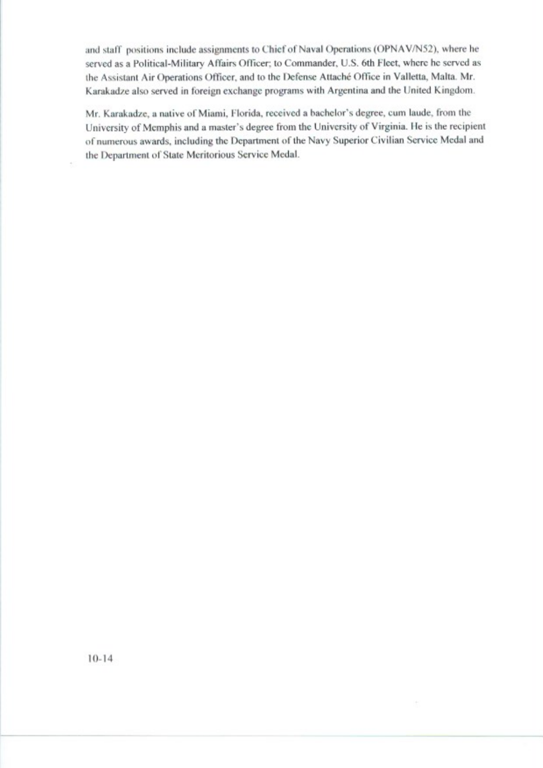and staff positions include assignments to Chief of Naval Operations (OPNAV/N52), where he served as a Political-Military Affairs Officer; to Commander, U.S. 6th Fleet, where he served as the Assistant Air Operations Officer, and to the Defense Attaché Office in Valletta, Malta. Mr. Karakadze also served in foreign exchange programs with Argentina and the United Kingdom.

Mr. Karakadze, a native of Miami, Florida, received a bachelor's degree, cum laude, from the University of Memphis and a master's degree from the University of Virginia. He is the recipient of numerous awards, including the Department of the Navy Superior Civilian Service Medal and the Department of State Meritorious Service Medal.

10-14